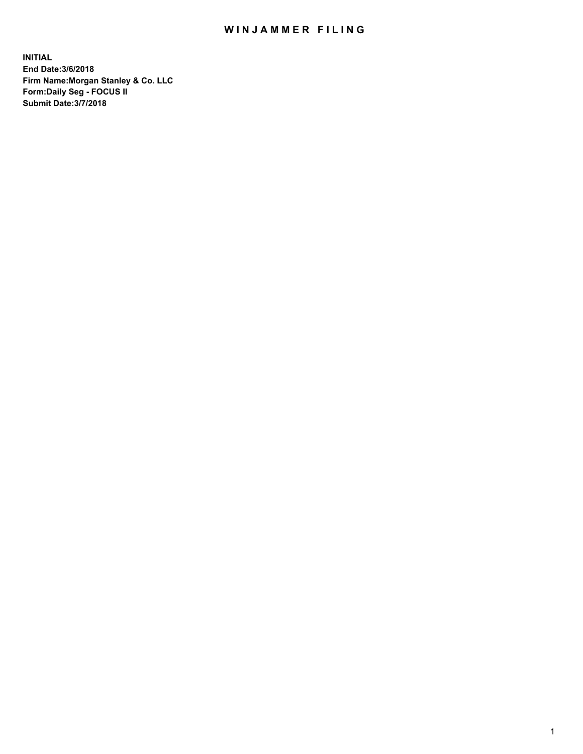# WINJAMMER FILING

**INITIAL**
**End Date:3/6/2018**
**Firm Name:Morgan Stanley & Co. LLC**
**Form:Daily Seg - FOCUS II**
**Submit Date:3/7/2018**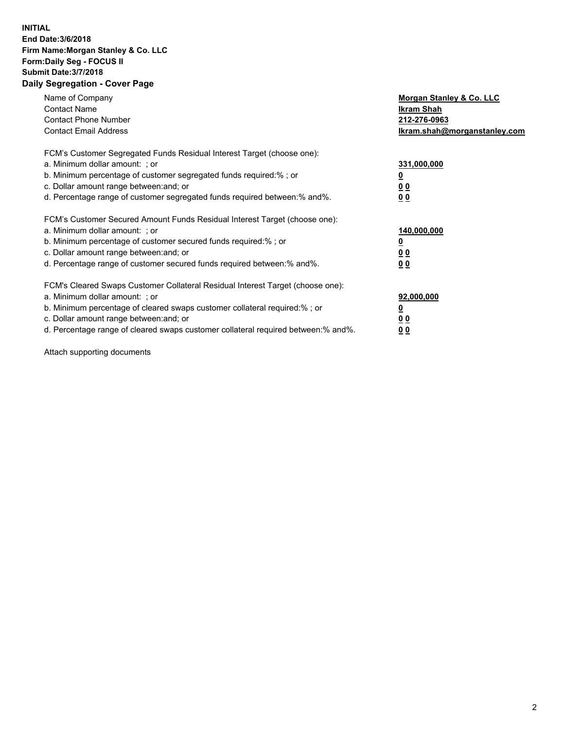**INITIAL**
**End Date:3/6/2018**
**Firm Name:Morgan Stanley & Co. LLC**
**Form:Daily Seg - FOCUS II**
**Submit Date:3/7/2018**

## Daily Segregation - Cover Page

| | |
|---|---|
| Name of Company | **Morgan Stanley & Co. LLC** |
| Contact Name | **Ikram Shah** |
| Contact Phone Number | **212-276-0963** |
| Contact Email Address | **Ikram.shah@morganstanley.com** |

| | |
|---|---|
| FCM's Customer Segregated Funds Residual Interest Target (choose one): | |
| a. Minimum dollar amount: ; or | **331,000,000** |
| b. Minimum percentage of customer segregated funds required:% ; or | **0** |
| c. Dollar amount range between:and; or | **0 0** |
| d. Percentage range of customer segregated funds required between:% and%. | **0 0** |

| | |
|---|---|
| FCM's Customer Secured Amount Funds Residual Interest Target (choose one): | |
| a. Minimum dollar amount: ; or | **140,000,000** |
| b. Minimum percentage of customer secured funds required:% ; or | **0** |
| c. Dollar amount range between:and; or | **0 0** |
| d. Percentage range of customer secured funds required between:% and%. | **0 0** |

| | |
|---|---|
| FCM's Cleared Swaps Customer Collateral Residual Interest Target (choose one): | |
| a. Minimum dollar amount: ; or | **92,000,000** |
| b. Minimum percentage of cleared swaps customer collateral required:% ; or | **0** |
| c. Dollar amount range between:and; or | **0 0** |
| d. Percentage range of cleared swaps customer collateral required between:% and%. | **0 0** |

Attach supporting documents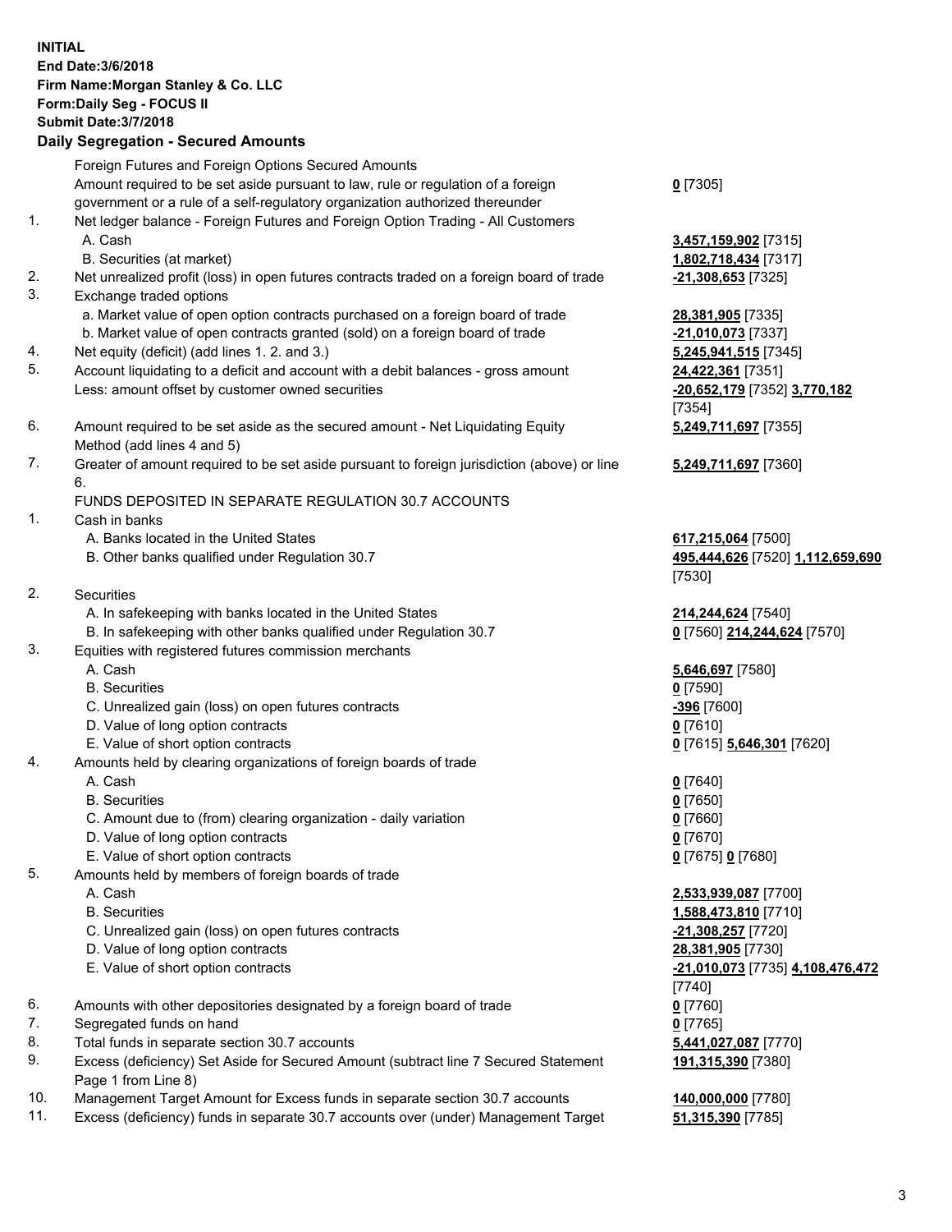**INITIAL**
**End Date:3/6/2018**
**Firm Name:Morgan Stanley & Co. LLC**
**Form:Daily Seg - FOCUS II**
**Submit Date:3/7/2018**
**Daily Segregation - Secured Amounts**

| | | |
|---|---|---|
| | Foreign Futures and Foreign Options Secured Amounts | |
| | Amount required to be set aside pursuant to law, rule or regulation of a foreign government or a rule of a self-regulatory organization authorized thereunder | **0** [7305] |
| 1. | Net ledger balance - Foreign Futures and Foreign Option Trading - All Customers | |
| | A. Cash | **3,457,159,902** [7315] |
| | B. Securities (at market) | **1,802,718,434** [7317] |
| 2. | Net unrealized profit (loss) in open futures contracts traded on a foreign board of trade | **-21,308,653** [7325] |
| 3. | Exchange traded options | |
| | a. Market value of open option contracts purchased on a foreign board of trade | **28,381,905** [7335] |
| | b. Market value of open contracts granted (sold) on a foreign board of trade | **-21,010,073** [7337] |
| 4. | Net equity (deficit) (add lines 1. 2. and 3.) | **5,245,941,515** [7345] |
| 5. | Account liquidating to a deficit and account with a debit balances - gross amount | **24,422,361** [7351] |
| | Less: amount offset by customer owned securities | **-20,652,179** [7352] **3,770,182** [7354] |
| 6. | Amount required to be set aside as the secured amount - Net Liquidating Equity Method (add lines 4 and 5) | **5,249,711,697** [7355] |
| 7. | Greater of amount required to be set aside pursuant to foreign jurisdiction (above) or line 6. | **5,249,711,697** [7360] |
| | FUNDS DEPOSITED IN SEPARATE REGULATION 30.7 ACCOUNTS | |
| 1. | Cash in banks | |
| | A. Banks located in the United States | **617,215,064** [7500] |
| | B. Other banks qualified under Regulation 30.7 | **495,444,626** [7520] **1,112,659,690** [7530] |
| 2. | Securities | |
| | A. In safekeeping with banks located in the United States | **214,244,624** [7540] |
| | B. In safekeeping with other banks qualified under Regulation 30.7 | **0** [7560] **214,244,624** [7570] |
| 3. | Equities with registered futures commission merchants | |
| | A. Cash | **5,646,697** [7580] |
| | B. Securities | **0** [7590] |
| | C. Unrealized gain (loss) on open futures contracts | **-396** [7600] |
| | D. Value of long option contracts | **0** [7610] |
| | E. Value of short option contracts | **0** [7615] **5,646,301** [7620] |
| 4. | Amounts held by clearing organizations of foreign boards of trade | |
| | A. Cash | **0** [7640] |
| | B. Securities | **0** [7650] |
| | C. Amount due to (from) clearing organization - daily variation | **0** [7660] |
| | D. Value of long option contracts | **0** [7670] |
| | E. Value of short option contracts | **0** [7675] **0** [7680] |
| 5. | Amounts held by members of foreign boards of trade | |
| | A. Cash | **2,533,939,087** [7700] |
| | B. Securities | **1,588,473,810** [7710] |
| | C. Unrealized gain (loss) on open futures contracts | **-21,308,257** [7720] |
| | D. Value of long option contracts | **28,381,905** [7730] |
| | E. Value of short option contracts | **-21,010,073** [7735] **4,108,476,472** [7740] |
| 6. | Amounts with other depositories designated by a foreign board of trade | **0** [7760] |
| 7. | Segregated funds on hand | **0** [7765] |
| 8. | Total funds in separate section 30.7 accounts | **5,441,027,087** [7770] |
| 9. | Excess (deficiency) Set Aside for Secured Amount (subtract line 7 Secured Statement Page 1 from Line 8) | **191,315,390** [7380] |
| 10. | Management Target Amount for Excess funds in separate section 30.7 accounts | **140,000,000** [7780] |
| 11. | Excess (deficiency) funds in separate 30.7 accounts over (under) Management Target | **51,315,390** [7785] |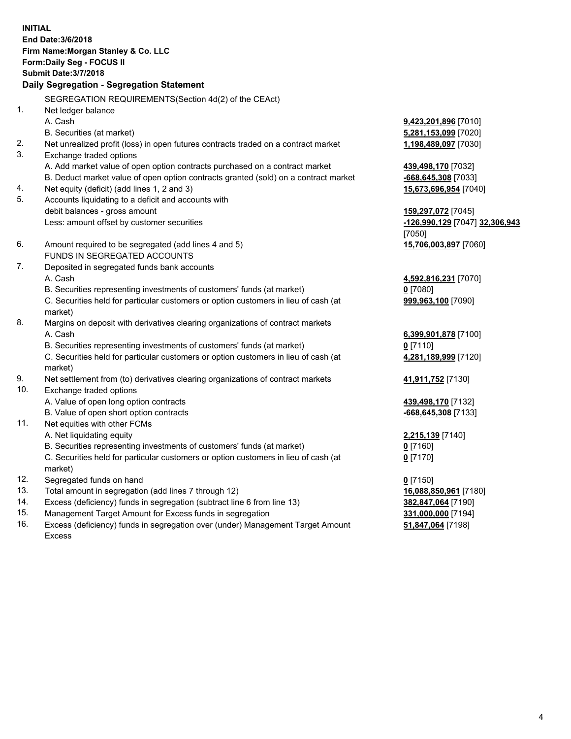**INITIAL**
**End Date:3/6/2018**
**Firm Name:Morgan Stanley & Co. LLC**
**Form:Daily Seg - FOCUS II**
**Submit Date:3/7/2018**
**Daily Segregation - Segregation Statement**

SEGREGATION REQUIREMENTS(Section 4d(2) of the CEAct)

| | | |
|---|---|---|
| 1. | Net ledger balance | |
| | A. Cash | **9,423,201,896** [7010] |
| | B. Securities (at market) | **5,281,153,099** [7020] |
| 2. | Net unrealized profit (loss) in open futures contracts traded on a contract market | **1,198,489,097** [7030] |
| 3. | Exchange traded options | |
| | A. Add market value of open option contracts purchased on a contract market | **439,498,170** [7032] |
| | B. Deduct market value of open option contracts granted (sold) on a contract market | **-668,645,308** [7033] |
| 4. | Net equity (deficit) (add lines 1, 2 and 3) | **15,673,696,954** [7040] |
| 5. | Accounts liquidating to a deficit and accounts with | |
| | debit balances - gross amount | **159,297,072** [7045] |
| | Less: amount offset by customer securities | **-126,990,129** [7047] **32,306,943** [7050] |
| 6. | Amount required to be segregated (add lines 4 and 5) | **15,706,003,897** [7060] |
| | FUNDS IN SEGREGATED ACCOUNTS | |
| 7. | Deposited in segregated funds bank accounts | |
| | A. Cash | **4,592,816,231** [7070] |
| | B. Securities representing investments of customers' funds (at market) | **0** [7080] |
| | C. Securities held for particular customers or option customers in lieu of cash (at market) | **999,963,100** [7090] |
| 8. | Margins on deposit with derivatives clearing organizations of contract markets | |
| | A. Cash | **6,399,901,878** [7100] |
| | B. Securities representing investments of customers' funds (at market) | **0** [7110] |
| | C. Securities held for particular customers or option customers in lieu of cash (at market) | **4,281,189,999** [7120] |
| 9. | Net settlement from (to) derivatives clearing organizations of contract markets | **41,911,752** [7130] |
| 10. | Exchange traded options | |
| | A. Value of open long option contracts | **439,498,170** [7132] |
| | B. Value of open short option contracts | **-668,645,308** [7133] |
| 11. | Net equities with other FCMs | |
| | A. Net liquidating equity | **2,215,139** [7140] |
| | B. Securities representing investments of customers' funds (at market) | **0** [7160] |
| | C. Securities held for particular customers or option customers in lieu of cash (at market) | **0** [7170] |
| 12. | Segregated funds on hand | **0** [7150] |
| 13. | Total amount in segregation (add lines 7 through 12) | **16,088,850,961** [7180] |
| 14. | Excess (deficiency) funds in segregation (subtract line 6 from line 13) | **382,847,064** [7190] |
| 15. | Management Target Amount for Excess funds in segregation | **331,000,000** [7194] |
| 16. | Excess (deficiency) funds in segregation over (under) Management Target Amount Excess | **51,847,064** [7198] |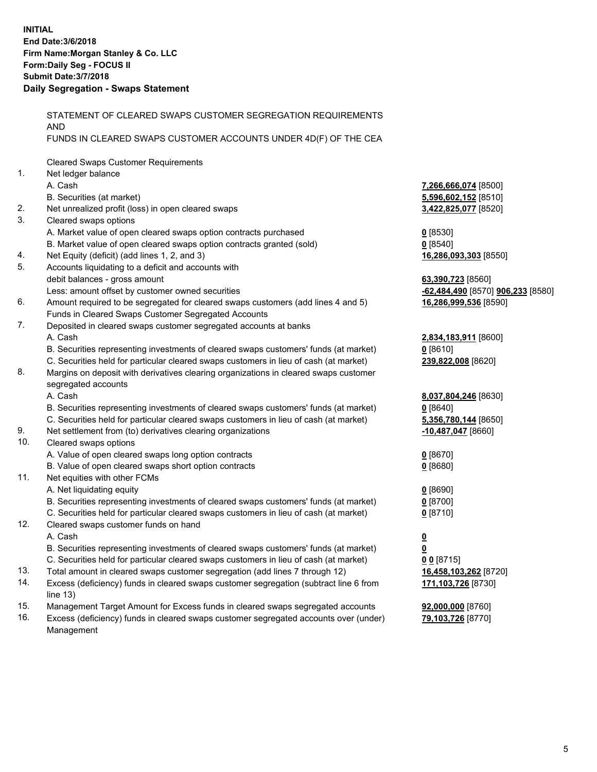**INITIAL**
**End Date:3/6/2018**
**Firm Name:Morgan Stanley & Co. LLC**
**Form:Daily Seg - FOCUS II**
**Submit Date:3/7/2018**
**Daily Segregation - Swaps Statement**

STATEMENT OF CLEARED SWAPS CUSTOMER SEGREGATION REQUIREMENTS AND FUNDS IN CLEARED SWAPS CUSTOMER ACCOUNTS UNDER 4D(F) OF THE CEA

| | | |
|---|---|---|
| | Cleared Swaps Customer Requirements | |
| 1. | Net ledger balance | |
| | A. Cash | **7,266,666,074** [8500] |
| | B. Securities (at market) | **5,596,602,152** [8510] |
| 2. | Net unrealized profit (loss) in open cleared swaps | **3,422,825,077** [8520] |
| 3. | Cleared swaps options | |
| | A. Market value of open cleared swaps option contracts purchased | **0** [8530] |
| | B. Market value of open cleared swaps option contracts granted (sold) | **0** [8540] |
| 4. | Net Equity (deficit) (add lines 1, 2, and 3) | **16,286,093,303** [8550] |
| 5. | Accounts liquidating to a deficit and accounts with debit balances - gross amount | **63,390,723** [8560] |
| | Less: amount offset by customer owned securities | **-62,484,490** [8570] **906,233** [8580] |
| 6. | Amount required to be segregated for cleared swaps customers (add lines 4 and 5) | **16,286,999,536** [8590] |
| | Funds in Cleared Swaps Customer Segregated Accounts | |
| 7. | Deposited in cleared swaps customer segregated accounts at banks | |
| | A. Cash | **2,834,183,911** [8600] |
| | B. Securities representing investments of cleared swaps customers' funds (at market) | **0** [8610] |
| | C. Securities held for particular cleared swaps customers in lieu of cash (at market) | **239,822,008** [8620] |
| 8. | Margins on deposit with derivatives clearing organizations in cleared swaps customer segregated accounts | |
| | A. Cash | **8,037,804,246** [8630] |
| | B. Securities representing investments of cleared swaps customers' funds (at market) | **0** [8640] |
| | C. Securities held for particular cleared swaps customers in lieu of cash (at market) | **5,356,780,144** [8650] |
| 9. | Net settlement from (to) derivatives clearing organizations | **-10,487,047** [8660] |
| 10. | Cleared swaps options | |
| | A. Value of open cleared swaps long option contracts | **0** [8670] |
| | B. Value of open cleared swaps short option contracts | **0** [8680] |
| 11. | Net equities with other FCMs | |
| | A. Net liquidating equity | **0** [8690] |
| | B. Securities representing investments of cleared swaps customers' funds (at market) | **0** [8700] |
| | C. Securities held for particular cleared swaps customers in lieu of cash (at market) | **0** [8710] |
| 12. | Cleared swaps customer funds on hand | |
| | A. Cash | **0** |
| | B. Securities representing investments of cleared swaps customers' funds (at market) | **0** |
| | C. Securities held for particular cleared swaps customers in lieu of cash (at market) | **0** **0** [8715] |
| 13. | Total amount in cleared swaps customer segregation (add lines 7 through 12) | **16,458,103,262** [8720] |
| 14. | Excess (deficiency) funds in cleared swaps customer segregation (subtract line 6 from line 13) | **171,103,726** [8730] |
| 15. | Management Target Amount for Excess funds in cleared swaps segregated accounts | **92,000,000** [8760] |
| 16. | Excess (deficiency) funds in cleared swaps customer segregated accounts over (under) Management | **79,103,726** [8770] |